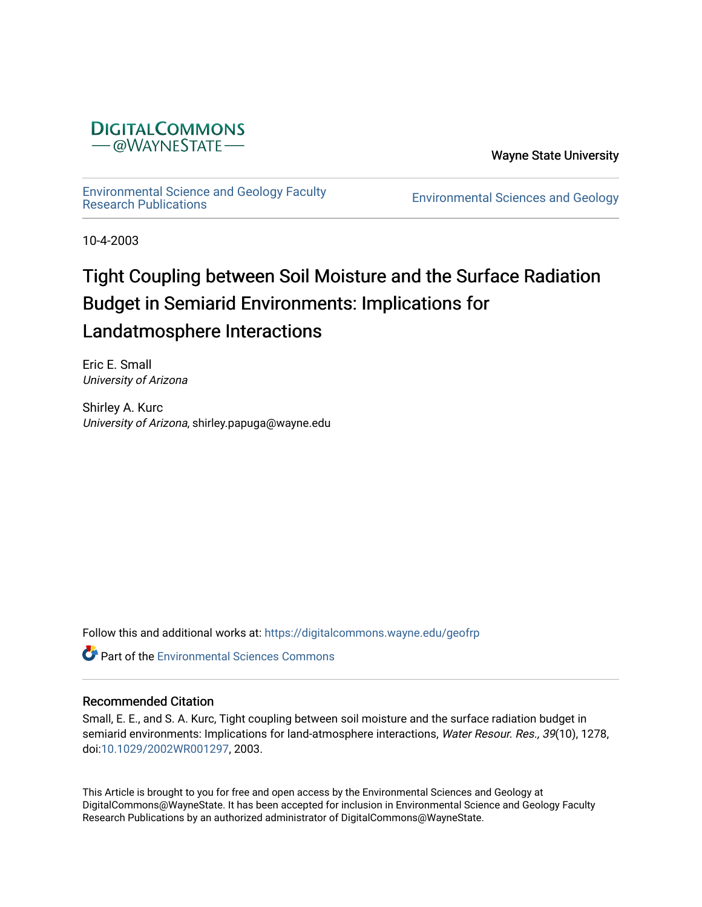DIGITALCOMMONS
@WAYNESTATE

Wayne State University

Environmental Science and Geology Faculty Research Publications

Environmental Sciences and Geology

10-4-2003

# Tight Coupling between Soil Moisture and the Surface Radiation Budget in Semiarid Environments: Implications for Landatmosphere Interactions

Eric E. Small
*University of Arizona*

Shirley A. Kurc
*University of Arizona*, shirley.papuga@wayne.edu

Follow this and additional works at: https://digitalcommons.wayne.edu/geofrp

Part of the Environmental Sciences Commons

## Recommended Citation

Small, E. E., and S. A. Kurc, Tight coupling between soil moisture and the surface radiation budget in semiarid environments: Implications for land-atmosphere interactions, *Water Resour. Res., 39*(10), 1278, doi:10.1029/2002WR001297, 2003.

This Article is brought to you for free and open access by the Environmental Sciences and Geology at DigitalCommons@WayneState. It has been accepted for inclusion in Environmental Science and Geology Faculty Research Publications by an authorized administrator of DigitalCommons@WayneState.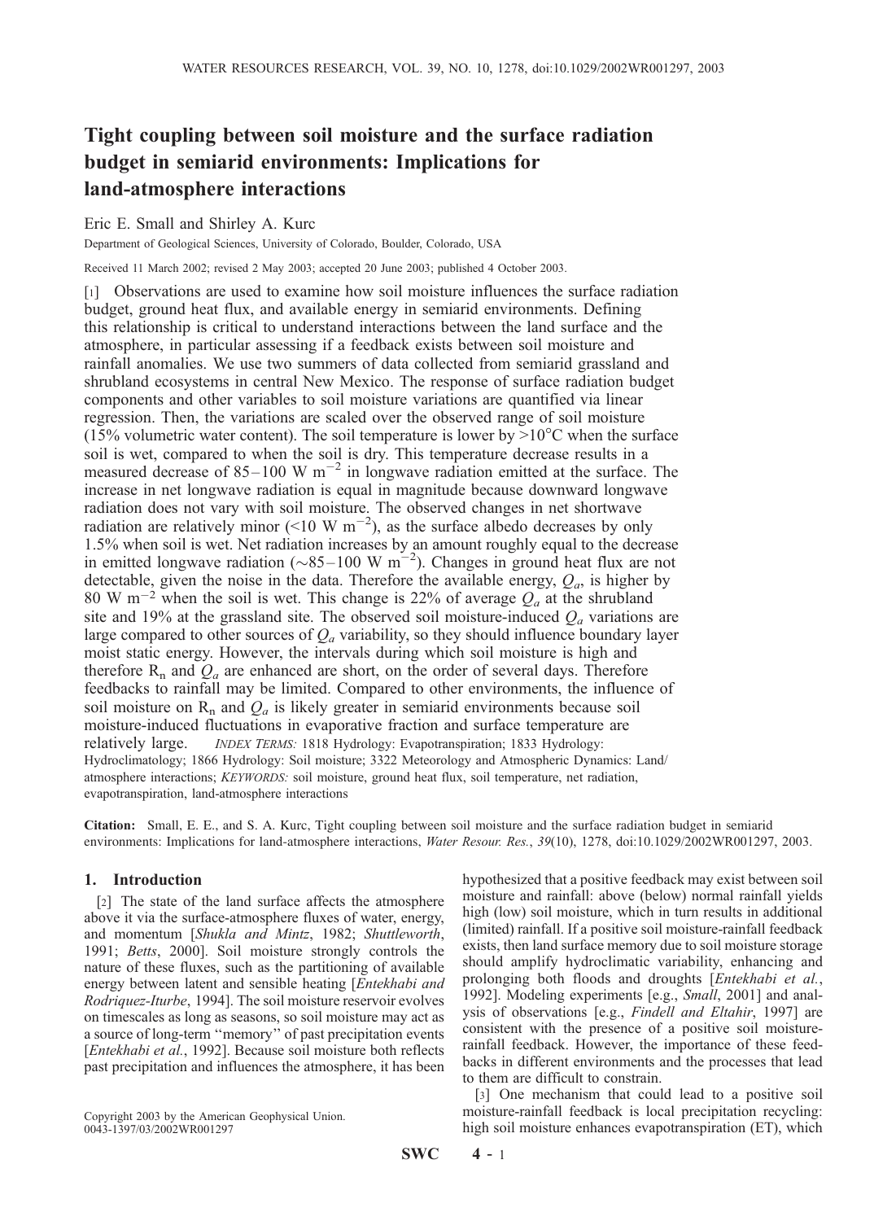# Tight coupling between soil moisture and the surface radiation budget in semiarid environments: Implications for land-atmosphere interactions

Eric E. Small and Shirley A. Kurc

Department of Geological Sciences, University of Colorado, Boulder, Colorado, USA

Received 11 March 2002; revised 2 May 2003; accepted 20 June 2003; published 4 October 2003.

[1] Observations are used to examine how soil moisture influences the surface radiation budget, ground heat flux, and available energy in semiarid environments. Defining this relationship is critical to understand interactions between the land surface and the atmosphere, in particular assessing if a feedback exists between soil moisture and rainfall anomalies. We use two summers of data collected from semiarid grassland and shrubland ecosystems in central New Mexico. The response of surface radiation budget components and other variables to soil moisture variations are quantified via linear regression. Then, the variations are scaled over the observed range of soil moisture (15% volumetric water content). The soil temperature is lower by >10°C when the surface soil is wet, compared to when the soil is dry. This temperature decrease results in a measured decrease of 85–100 W m$^{-2}$ in longwave radiation emitted at the surface. The increase in net longwave radiation is equal in magnitude because downward longwave radiation does not vary with soil moisture. The observed changes in net shortwave radiation are relatively minor (<10 W m$^{-2}$), as the surface albedo decreases by only 1.5% when soil is wet. Net radiation increases by an amount roughly equal to the decrease in emitted longwave radiation (~85–100 W m$^{-2}$). Changes in ground heat flux are not detectable, given the noise in the data. Therefore the available energy, $Q_a$, is higher by 80 W m$^{-2}$ when the soil is wet. This change is 22% of average $Q_a$ at the shrubland site and 19% at the grassland site. The observed soil moisture-induced $Q_a$ variations are large compared to other sources of $Q_a$ variability, so they should influence boundary layer moist static energy. However, the intervals during which soil moisture is high and therefore $R_n$ and $Q_a$ are enhanced are short, on the order of several days. Therefore feedbacks to rainfall may be limited. Compared to other environments, the influence of soil moisture on $R_n$ and $Q_a$ is likely greater in semiarid environments because soil moisture-induced fluctuations in evaporative fraction and surface temperature are relatively large. *INDEX TERMS:* 1818 Hydrology: Evapotranspiration; 1833 Hydrology: Hydroclimatology; 1866 Hydrology: Soil moisture; 3322 Meteorology and Atmospheric Dynamics: Land/atmosphere interactions; *KEYWORDS:* soil moisture, ground heat flux, soil temperature, net radiation, evapotranspiration, land-atmosphere interactions

**Citation:** Small, E. E., and S. A. Kurc, Tight coupling between soil moisture and the surface radiation budget in semiarid environments: Implications for land-atmosphere interactions, *Water Resour. Res.*, *39*(10), 1278, doi:10.1029/2002WR001297, 2003.

## 1. Introduction

[2] The state of the land surface affects the atmosphere above it via the surface-atmosphere fluxes of water, energy, and momentum [*Shukla and Mintz*, 1982; *Shuttleworth*, 1991; *Betts*, 2000]. Soil moisture strongly controls the nature of these fluxes, such as the partitioning of available energy between latent and sensible heating [*Entekhabi and Rodriquez-Iturbe*, 1994]. The soil moisture reservoir evolves on timescales as long as seasons, so soil moisture may act as a source of long-term "memory" of past precipitation events [*Entekhabi et al.*, 1992]. Because soil moisture both reflects past precipitation and influences the atmosphere, it has been hypothesized that a positive feedback may exist between soil moisture and rainfall: above (below) normal rainfall yields high (low) soil moisture, which in turn results in additional (limited) rainfall. If a positive soil moisture-rainfall feedback exists, then land surface memory due to soil moisture storage should amplify hydroclimatic variability, enhancing and prolonging both floods and droughts [*Entekhabi et al.*, 1992]. Modeling experiments [e.g., *Small*, 2001] and analysis of observations [e.g., *Findell and Eltahir*, 1997] are consistent with the presence of a positive soil moisture-rainfall feedback. However, the importance of these feedbacks in different environments and the processes that lead to them are difficult to constrain.

[3] One mechanism that could lead to a positive soil moisture-rainfall feedback is local precipitation recycling: high soil moisture enhances evapotranspiration (ET), which

Copyright 2003 by the American Geophysical Union.
0043-1397/03/2002WR001297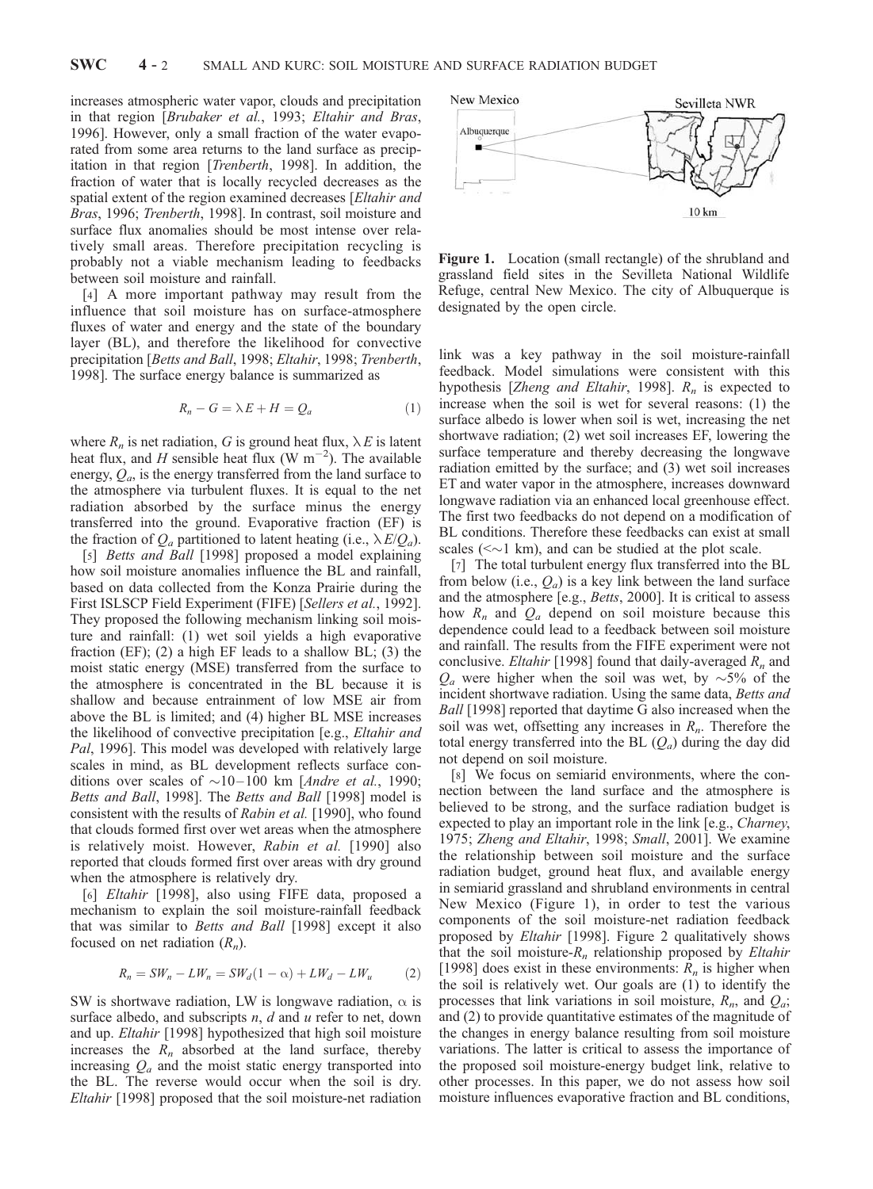increases atmospheric water vapor, clouds and precipitation in that region [*Brubaker et al.*, 1993; *Eltahir and Bras*, 1996]. However, only a small fraction of the water evaporated from some area returns to the land surface as precipitation in that region [*Trenberth*, 1998]. In addition, the fraction of water that is locally recycled decreases as the spatial extent of the region examined decreases [*Eltahir and Bras*, 1996; *Trenberth*, 1998]. In contrast, soil moisture and surface flux anomalies should be most intense over relatively small areas. Therefore precipitation recycling is probably not a viable mechanism leading to feedbacks between soil moisture and rainfall.

[4] A more important pathway may result from the influence that soil moisture has on surface-atmosphere fluxes of water and energy and the state of the boundary layer (BL), and therefore the likelihood for convective precipitation [*Betts and Ball*, 1998; *Eltahir*, 1998; *Trenberth*, 1998]. The surface energy balance is summarized as

$$R_n - G = \lambda E + H = Q_a \tag{1}$$

where $R_n$ is net radiation, $G$ is ground heat flux, $\lambda E$ is latent heat flux, and $H$ sensible heat flux (W m$^{-2}$). The available energy, $Q_a$, is the energy transferred from the land surface to the atmosphere via turbulent fluxes. It is equal to the net radiation absorbed by the surface minus the energy transferred into the ground. Evaporative fraction (EF) is the fraction of $Q_a$ partitioned to latent heating (i.e., $\lambda E/Q_a$).

[5] *Betts and Ball* [1998] proposed a model explaining how soil moisture anomalies influence the BL and rainfall, based on data collected from the Konza Prairie during the First ISLSCP Field Experiment (FIFE) [*Sellers et al.*, 1992]. They proposed the following mechanism linking soil moisture and rainfall: (1) wet soil yields a high evaporative fraction (EF); (2) a high EF leads to a shallow BL; (3) the moist static energy (MSE) transferred from the surface to the atmosphere is concentrated in the BL because it is shallow and because entrainment of low MSE air from above the BL is limited; and (4) higher BL MSE increases the likelihood of convective precipitation [e.g., *Eltahir and Pal*, 1996]. This model was developed with relatively large scales in mind, as BL development reflects surface conditions over scales of ~10–100 km [*Andre et al.*, 1990; *Betts and Ball*, 1998]. The *Betts and Ball* [1998] model is consistent with the results of *Rabin et al.* [1990], who found that clouds formed first over wet areas when the atmosphere is relatively moist. However, *Rabin et al.* [1990] also reported that clouds formed first over areas with dry ground when the atmosphere is relatively dry.

[6] *Eltahir* [1998], also using FIFE data, proposed a mechanism to explain the soil moisture-rainfall feedback that was similar to *Betts and Ball* [1998] except it also focused on net radiation ($R_n$).

$$R_n = SW_n - LW_n = SW_d(1 - \alpha) + LW_d - LW_u \tag{2}$$

SW is shortwave radiation, LW is longwave radiation, $\alpha$ is surface albedo, and subscripts $n$, $d$ and $u$ refer to net, down and up. *Eltahir* [1998] hypothesized that high soil moisture increases the $R_n$ absorbed at the land surface, thereby increasing $Q_a$ and the moist static energy transported into the BL. The reverse would occur when the soil is dry. *Eltahir* [1998] proposed that the soil moisture-net radiation link was a key pathway in the soil moisture-rainfall feedback. Model simulations were consistent with this hypothesis [*Zheng and Eltahir*, 1998]. $R_n$ is expected to increase when the soil is wet for several reasons: (1) the surface albedo is lower when soil is wet, increasing the net shortwave radiation; (2) wet soil increases EF, lowering the surface temperature and thereby decreasing the longwave radiation emitted by the surface; and (3) wet soil increases ET and water vapor in the atmosphere, increases downward longwave radiation via an enhanced local greenhouse effect. The first two feedbacks do not depend on a modification of BL conditions. Therefore these feedbacks can exist at small scales (<~1 km), and can be studied at the plot scale.

**Figure 1.** Location (small rectangle) of the shrubland and grassland field sites in the Sevilleta National Wildlife Refuge, central New Mexico. The city of Albuquerque is designated by the open circle.

[7] The total turbulent energy flux transferred into the BL from below (i.e., $Q_a$) is a key link between the land surface and the atmosphere [e.g., *Betts*, 2000]. It is critical to assess how $R_n$ and $Q_a$ depend on soil moisture because this dependence could lead to a feedback between soil moisture and rainfall. The results from the FIFE experiment were not conclusive. *Eltahir* [1998] found that daily-averaged $R_n$ and $Q_a$ were higher when the soil was wet, by ~5% of the incident shortwave radiation. Using the same data, *Betts and Ball* [1998] reported that daytime G also increased when the soil was wet, offsetting any increases in $R_n$. Therefore the total energy transferred into the BL ($Q_a$) during the day did not depend on soil moisture.

[8] We focus on semiarid environments, where the connection between the land surface and the atmosphere is believed to be strong, and the surface radiation budget is expected to play an important role in the link [e.g., *Charney*, 1975; *Zheng and Eltahir*, 1998; *Small*, 2001]. We examine the relationship between soil moisture and the surface radiation budget, ground heat flux, and available energy in semiarid grassland and shrubland environments in central New Mexico (Figure 1), in order to test the various components of the soil moisture-net radiation feedback proposed by *Eltahir* [1998]. Figure 2 qualitatively shows that the soil moisture-$R_n$ relationship proposed by *Eltahir* [1998] does exist in these environments: $R_n$ is higher when the soil is relatively wet. Our goals are (1) to identify the processes that link variations in soil moisture, $R_n$, and $Q_a$; and (2) to provide quantitative estimates of the magnitude of the changes in energy balance resulting from soil moisture variations. The latter is critical to assess the importance of the proposed soil moisture-energy budget link, relative to other processes. In this paper, we do not assess how soil moisture influences evaporative fraction and BL conditions,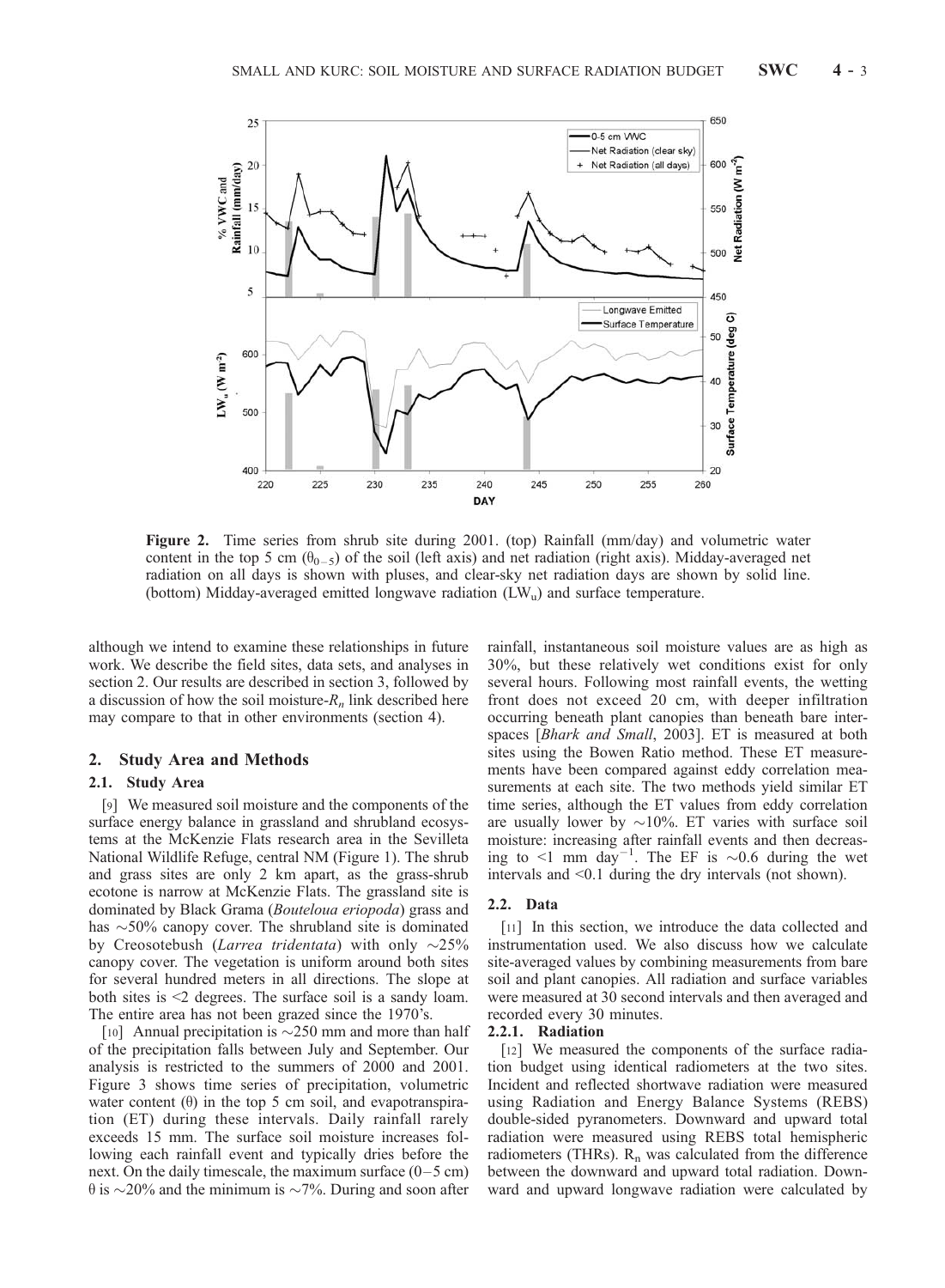**Figure 2.** Time series from shrub site during 2001. (top) Rainfall (mm/day) and volumetric water content in the top 5 cm ($\theta_{0-5}$) of the soil (left axis) and net radiation (right axis). Midday-averaged net radiation on all days is shown with pluses, and clear-sky net radiation days are shown by solid line. (bottom) Midday-averaged emitted longwave radiation ($LW_u$) and surface temperature.

although we intend to examine these relationships in future work. We describe the field sites, data sets, and analyses in section 2. Our results are described in section 3, followed by a discussion of how the soil moisture-$R_n$ link described here may compare to that in other environments (section 4).

## 2. Study Area and Methods

### 2.1. Study Area

[9] We measured soil moisture and the components of the surface energy balance in grassland and shrubland ecosystems at the McKenzie Flats research area in the Sevilleta National Wildlife Refuge, central NM (Figure 1). The shrub and grass sites are only 2 km apart, as the grass-shrub ecotone is narrow at McKenzie Flats. The grassland site is dominated by Black Grama (*Bouteloua eriopoda*) grass and has ~50% canopy cover. The shrubland site is dominated by Creosotebush (*Larrea tridentata*) with only ~25% canopy cover. The vegetation is uniform around both sites for several hundred meters in all directions. The slope at both sites is <2 degrees. The surface soil is a sandy loam. The entire area has not been grazed since the 1970's.

[10] Annual precipitation is ~250 mm and more than half of the precipitation falls between July and September. Our analysis is restricted to the summers of 2000 and 2001. Figure 3 shows time series of precipitation, volumetric water content ($\theta$) in the top 5 cm soil, and evapotranspiration (ET) during these intervals. Daily rainfall rarely exceeds 15 mm. The surface soil moisture increases following each rainfall event and typically dries before the next. On the daily timescale, the maximum surface (0–5 cm) $\theta$ is ~20% and the minimum is ~7%. During and soon after rainfall, instantaneous soil moisture values are as high as 30%, but these relatively wet conditions exist for only several hours. Following most rainfall events, the wetting front does not exceed 20 cm, with deeper infiltration occurring beneath plant canopies than beneath bare interspaces [*Bhark and Small*, 2003]. ET is measured at both sites using the Bowen Ratio method. These ET measurements have been compared against eddy correlation measurements at each site. The two methods yield similar ET time series, although the ET values from eddy correlation are usually lower by ~10%. ET varies with surface soil moisture: increasing after rainfall events and then decreasing to <1 mm day$^{-1}$. The EF is ~0.6 during the wet intervals and <0.1 during the dry intervals (not shown).

### 2.2. Data

[11] In this section, we introduce the data collected and instrumentation used. We also discuss how we calculate site-averaged values by combining measurements from bare soil and plant canopies. All radiation and surface variables were measured at 30 second intervals and then averaged and recorded every 30 minutes.

#### 2.2.1. Radiation

[12] We measured the components of the surface radiation budget using identical radiometers at the two sites. Incident and reflected shortwave radiation were measured using Radiation and Energy Balance Systems (REBS) double-sided pyranometers. Downward and upward total radiation were measured using REBS total hemispheric radiometers (THRs). $R_n$ was calculated from the difference between the downward and upward total radiation. Downward and upward longwave radiation were calculated by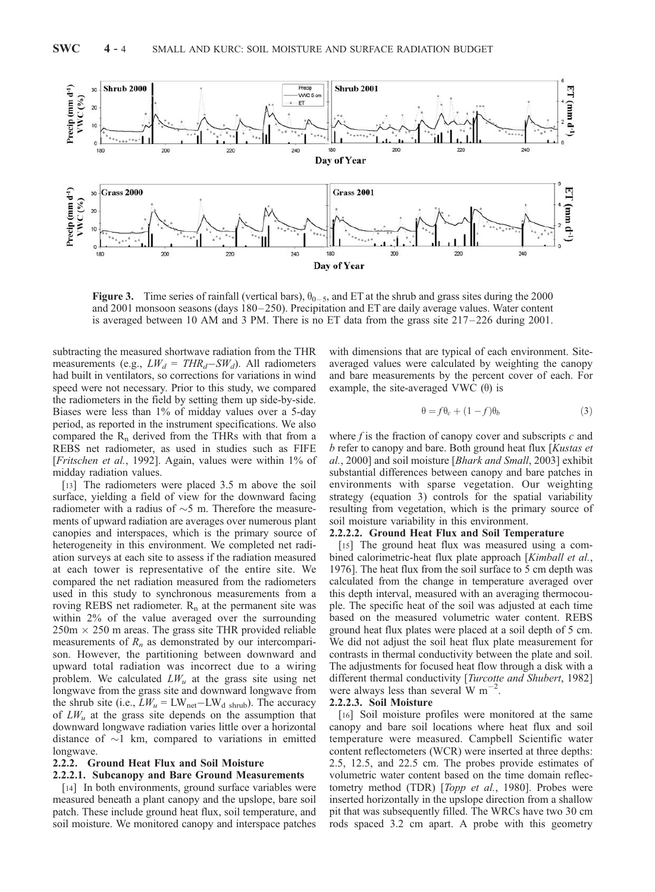**Figure 3.** Time series of rainfall (vertical bars), $\theta_{0-5}$, and ET at the shrub and grass sites during the 2000 and 2001 monsoon seasons (days 180–250). Precipitation and ET are daily average values. Water content is averaged between 10 AM and 3 PM. There is no ET data from the grass site 217–226 during 2001.

subtracting the measured shortwave radiation from the THR measurements (e.g., $LW_d = THR_d - SW_d$). All radiometers had built in ventilators, so corrections for variations in wind speed were not necessary. Prior to this study, we compared the radiometers in the field by setting them up side-by-side. Biases were less than 1% of midday values over a 5-day period, as reported in the instrument specifications. We also compared the $R_n$ derived from the THRs with that from a REBS net radiometer, as used in studies such as FIFE [*Fritschen et al.*, 1992]. Again, values were within 1% of midday radiation values.

[13] The radiometers were placed 3.5 m above the soil surface, yielding a field of view for the downward facing radiometer with a radius of ~5 m. Therefore the measurements of upward radiation are averages over numerous plant canopies and interspaces, which is the primary source of heterogeneity in this environment. We completed net radiation surveys at each site to assess if the radiation measured at each tower is representative of the entire site. We compared the net radiation measured from the radiometers used in this study to synchronous measurements from a roving REBS net radiometer. $R_n$ at the permanent site was within 2% of the value averaged over the surrounding 250m × 250 m areas. The grass site THR provided reliable measurements of $R_n$ as demonstrated by our intercomparison. However, the partitioning between downward and upward total radiation was incorrect due to a wiring problem. We calculated $LW_u$ at the grass site using net longwave from the grass site and downward longwave from the shrub site (i.e., $LW_u = LW_{net} - LW_{d\ shrub}$). The accuracy of $LW_u$ at the grass site depends on the assumption that downward longwave radiation varies little over a horizontal distance of ~1 km, compared to variations in emitted longwave.

### 2.2.2. Ground Heat Flux and Soil Moisture

#### 2.2.2.1. Subcanopy and Bare Ground Measurements

[14] In both environments, ground surface variables were measured beneath a plant canopy and the upslope, bare soil patch. These include ground heat flux, soil temperature, and soil moisture. We monitored canopy and interspace patches with dimensions that are typical of each environment. Site-averaged values were calculated by weighting the canopy and bare measurements by the percent cover of each. For example, the site-averaged VWC ($\theta$) is

$$\theta = f\theta_c + (1 - f)\theta_b \qquad (3)$$

where $f$ is the fraction of canopy cover and subscripts $c$ and $b$ refer to canopy and bare. Both ground heat flux [*Kustas et al.*, 2000] and soil moisture [*Bhark and Small*, 2003] exhibit substantial differences between canopy and bare patches in environments with sparse vegetation. Our weighting strategy (equation 3) controls for the spatial variability resulting from vegetation, which is the primary source of soil moisture variability in this environment.

#### 2.2.2.2. Ground Heat Flux and Soil Temperature

[15] The ground heat flux was measured using a combined calorimetric-heat flux plate approach [*Kimball et al.*, 1976]. The heat flux from the soil surface to 5 cm depth was calculated from the change in temperature averaged over this depth interval, measured with an averaging thermocouple. The specific heat of the soil was adjusted at each time based on the measured volumetric water content. REBS ground heat flux plates were placed at a soil depth of 5 cm. We did not adjust the soil heat flux plate measurement for contrasts in thermal conductivity between the plate and soil. The adjustments for focused heat flow through a disk with a different thermal conductivity [*Turcotte and Shubert*, 1982] were always less than several W m$^{-2}$.

#### 2.2.2.3. Soil Moisture

[16] Soil moisture profiles were monitored at the same canopy and bare soil locations where heat flux and soil temperature were measured. Campbell Scientific water content reflectometers (WCR) were inserted at three depths: 2.5, 12.5, and 22.5 cm. The probes provide estimates of volumetric water content based on the time domain reflectometry method (TDR) [*Topp et al.*, 1980]. Probes were inserted horizontally in the upslope direction from a shallow pit that was subsequently filled. The WRCs have two 30 cm rods spaced 3.2 cm apart. A probe with this geometry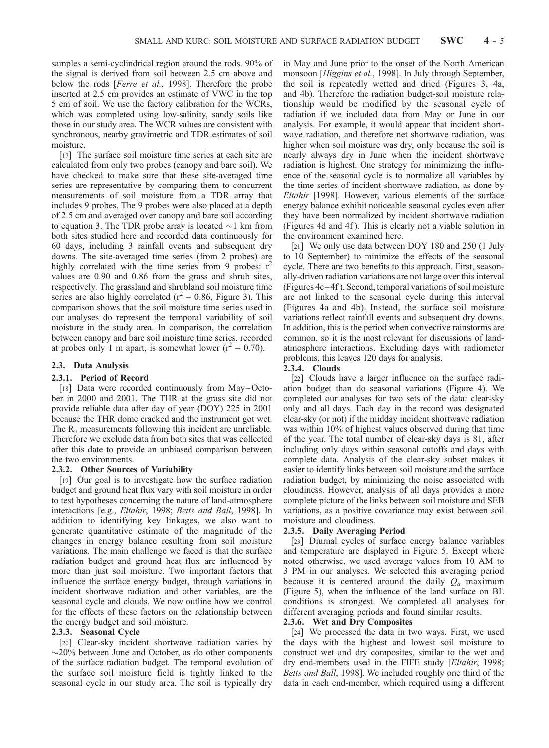samples a semi-cyclindrical region around the rods. 90% of the signal is derived from soil between 2.5 cm above and below the rods [*Ferre et al.*, 1998]. Therefore the probe inserted at 2.5 cm provides an estimate of VWC in the top 5 cm of soil. We use the factory calibration for the WCRs, which was completed using low-salinity, sandy soils like those in our study area. The WCR values are consistent with synchronous, nearby gravimetric and TDR estimates of soil moisture.

[17] The surface soil moisture time series at each site are calculated from only two probes (canopy and bare soil). We have checked to make sure that these site-averaged time series are representative by comparing them to concurrent measurements of soil moisture from a TDR array that includes 9 probes. The 9 probes were also placed at a depth of 2.5 cm and averaged over canopy and bare soil according to equation 3. The TDR probe array is located ~1 km from both sites studied here and recorded data continuously for 60 days, including 3 rainfall events and subsequent dry downs. The site-averaged time series (from 2 probes) are highly correlated with the time series from 9 probes: $r^2$ values are 0.90 and 0.86 from the grass and shrub sites, respectively. The grassland and shrubland soil moisture time series are also highly correlated ($r^2 = 0.86$, Figure 3). This comparison shows that the soil moisture time series used in our analyses do represent the temporal variability of soil moisture in the study area. In comparison, the correlation between canopy and bare soil moisture time series, recorded at probes only 1 m apart, is somewhat lower ($r^2 = 0.70$).

### 2.3. Data Analysis

#### 2.3.1. Period of Record

[18] Data were recorded continuously from May–October in 2000 and 2001. The THR at the grass site did not provide reliable data after day of year (DOY) 225 in 2001 because the THR dome cracked and the instrument got wet. The $R_n$ measurements following this incident are unreliable. Therefore we exclude data from both sites that was collected after this date to provide an unbiased comparison between the two environments.

#### 2.3.2. Other Sources of Variability

[19] Our goal is to investigate how the surface radiation budget and ground heat flux vary with soil moisture in order to test hypotheses concerning the nature of land-atmosphere interactions [e.g., *Eltahir*, 1998; *Betts and Ball*, 1998]. In addition to identifying key linkages, we also want to generate quantitative estimate of the magnitude of the changes in energy balance resulting from soil moisture variations. The main challenge we faced is that the surface radiation budget and ground heat flux are influenced by more than just soil moisture. Two important factors that influence the surface energy budget, through variations in incident shortwave radiation and other variables, are the seasonal cycle and clouds. We now outline how we control for the effects of these factors on the relationship between the energy budget and soil moisture.

#### 2.3.3. Seasonal Cycle

[20] Clear-sky incident shortwave radiation varies by ~20% between June and October, as do other components of the surface radiation budget. The temporal evolution of the surface soil moisture field is tightly linked to the seasonal cycle in our study area. The soil is typically dry in May and June prior to the onset of the North American monsoon [*Higgins et al.*, 1998]. In July through September, the soil is repeatedly wetted and dried (Figures 3, 4a, and 4b). Therefore the radiation budget-soil moisture relationship would be modified by the seasonal cycle of radiation if we included data from May or June in our analysis. For example, it would appear that incident shortwave radiation, and therefore net shortwave radiation, was higher when soil moisture was dry, only because the soil is nearly always dry in June when the incident shortwave radiation is highest. One strategy for minimizing the influence of the seasonal cycle is to normalize all variables by the time series of incident shortwave radiation, as done by *Eltahir* [1998]. However, various elements of the surface energy balance exhibit noticeable seasonal cycles even after they have been normalized by incident shortwave radiation (Figures 4d and 4f). This is clearly not a viable solution in the environment examined here.

[21] We only use data between DOY 180 and 250 (1 July to 10 September) to minimize the effects of the seasonal cycle. There are two benefits to this approach. First, seasonally-driven radiation variations are not large over this interval (Figures 4c–4f). Second, temporal variations of soil moisture are not linked to the seasonal cycle during this interval (Figures 4a and 4b). Instead, the surface soil moisture variations reflect rainfall events and subsequent dry downs. In addition, this is the period when convective rainstorms are common, so it is the most relevant for discussions of land-atmosphere interactions. Excluding days with radiometer problems, this leaves 120 days for analysis.

#### 2.3.4. Clouds

[22] Clouds have a larger influence on the surface radiation budget than do seasonal variations (Figure 4). We completed our analyses for two sets of the data: clear-sky only and all days. Each day in the record was designated clear-sky (or not) if the midday incident shortwave radiation was within 10% of highest values observed during that time of the year. The total number of clear-sky days is 81, after including only days within seasonal cutoffs and days with complete data. Analysis of the clear-sky subset makes it easier to identify links between soil moisture and the surface radiation budget, by minimizing the noise associated with cloudiness. However, analysis of all days provides a more complete picture of the links between soil moisture and SEB variations, as a positive covariance may exist between soil moisture and cloudiness.

#### 2.3.5. Daily Averaging Period

[23] Diurnal cycles of surface energy balance variables and temperature are displayed in Figure 5. Except where noted otherwise, we used average values from 10 AM to 3 PM in our analyses. We selected this averaging period because it is centered around the daily $Q_a$ maximum (Figure 5), when the influence of the land surface on BL conditions is strongest. We completed all analyses for different averaging periods and found similar results.

#### 2.3.6. Wet and Dry Composites

[24] We processed the data in two ways. First, we used the days with the highest and lowest soil moisture to construct wet and dry composites, similar to the wet and dry end-members used in the FIFE study [*Eltahir*, 1998; *Betts and Ball*, 1998]. We included roughly one third of the data in each end-member, which required using a different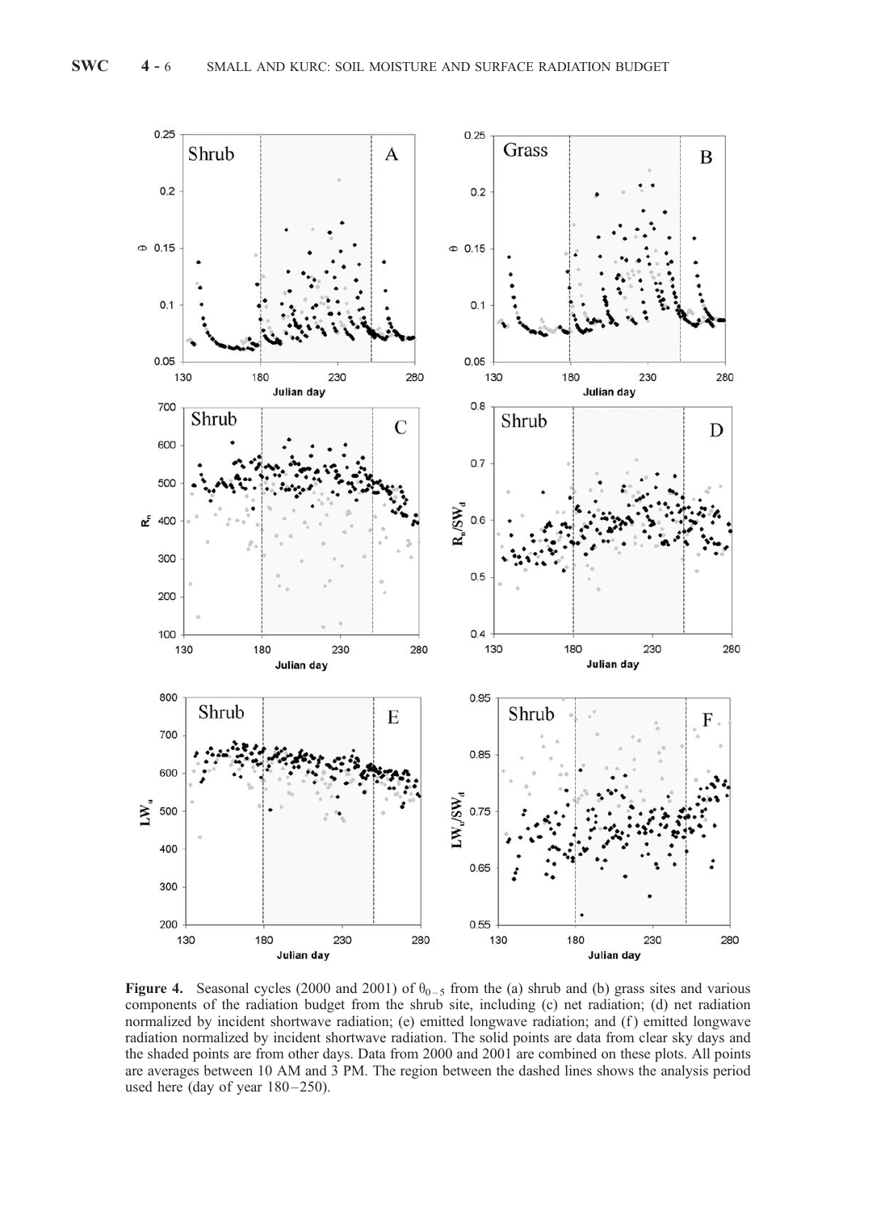**Figure 4.** Seasonal cycles (2000 and 2001) of $\theta_{0-5}$ from the (a) shrub and (b) grass sites and various components of the radiation budget from the shrub site, including (c) net radiation; (d) net radiation normalized by incident shortwave radiation; (e) emitted longwave radiation; and (f) emitted longwave radiation normalized by incident shortwave radiation. The solid points are data from clear sky days and the shaded points are from other days. Data from 2000 and 2001 are combined on these plots. All points are averages between 10 AM and 3 PM. The region between the dashed lines shows the analysis period used here (day of year 180–250).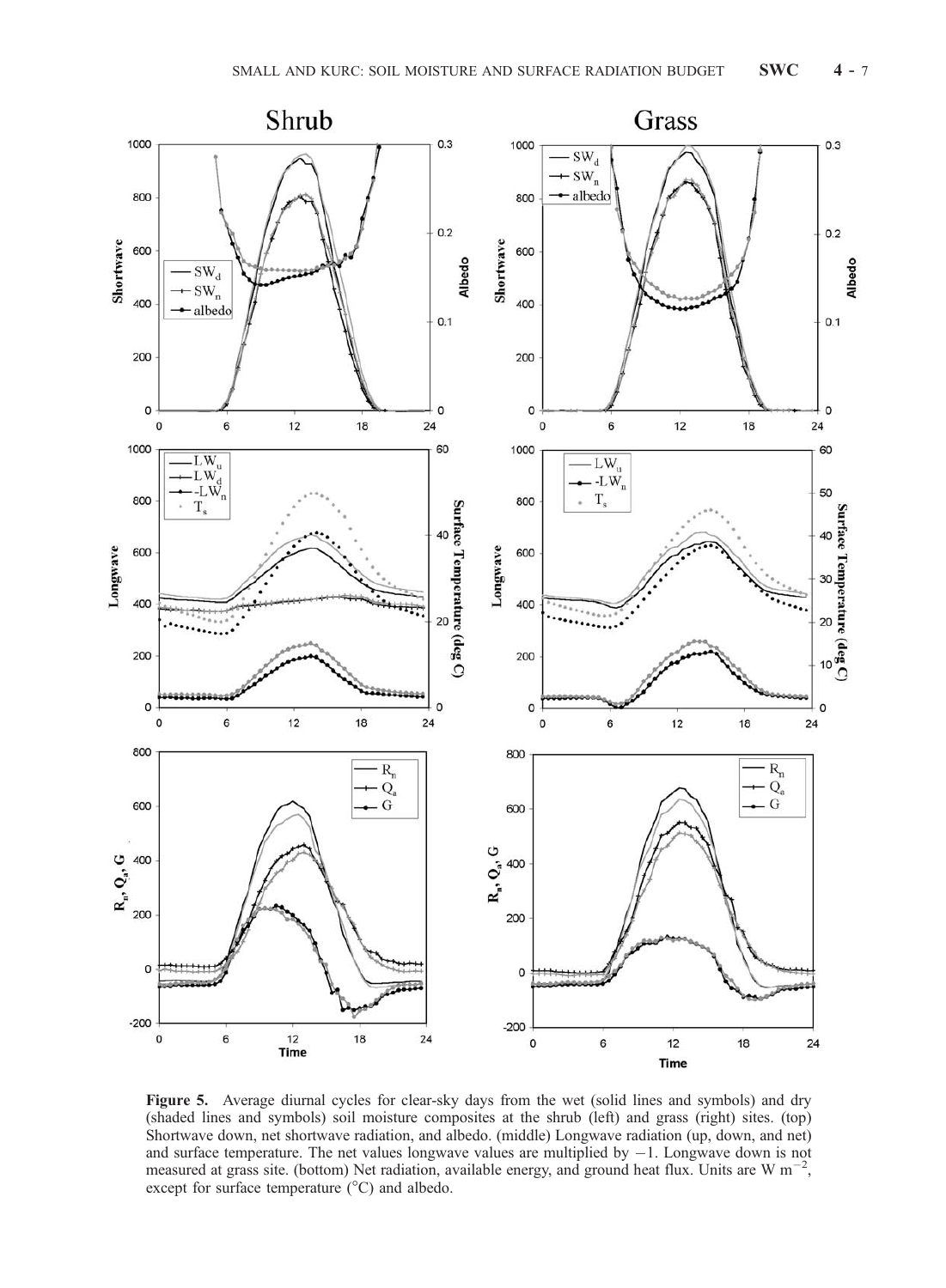**Figure 5.** Average diurnal cycles for clear-sky days from the wet (solid lines and symbols) and dry (shaded lines and symbols) soil moisture composites at the shrub (left) and grass (right) sites. (top) Shortwave down, net shortwave radiation, and albedo. (middle) Longwave radiation (up, down, and net) and surface temperature. The net values longwave values are multiplied by −1. Longwave down is not measured at grass site. (bottom) Net radiation, available energy, and ground heat flux. Units are W m$^{-2}$, except for surface temperature (°C) and albedo.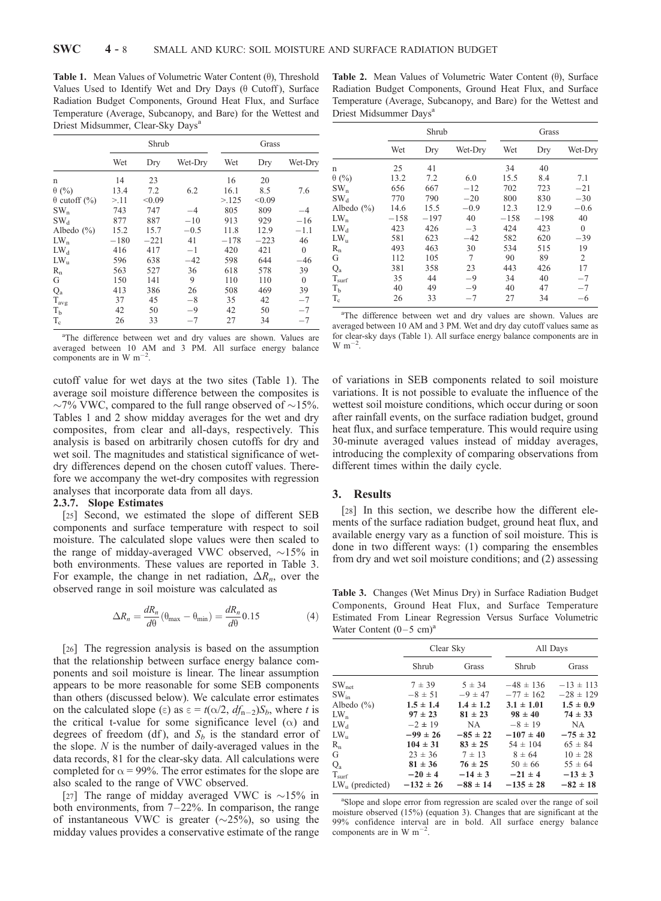**Table 1.** Mean Values of Volumetric Water Content (θ), Threshold Values Used to Identify Wet and Dry Days (θ Cutoff), Surface Radiation Budget Components, Ground Heat Flux, and Surface Temperature (Average, Subcanopy, and Bare) for the Wettest and Driest Midsummer, Clear-Sky Days[a]

| | Shrub | | | Grass | | |
|---|---|---|---|---|---|---|
| | Wet | Dry | Wet-Dry | Wet | Dry | Wet-Dry |
| n | 14 | 23 | | 16 | 20 | |
| θ (%) | 13.4 | 7.2 | 6.2 | 16.1 | 8.5 | 7.6 |
| θ cutoff (%) | >.11 | <0.09 | | >.125 | <0.09 | |
| $SW_n$ | 743 | 747 | −4 | 805 | 809 | −4 |
| $SW_d$ | 877 | 887 | −10 | 913 | 929 | −16 |
| Albedo (%) | 15.2 | 15.7 | −0.5 | 11.8 | 12.9 | −1.1 |
| $LW_n$ | −180 | −221 | 41 | −178 | −223 | 46 |
| $LW_d$ | 416 | 417 | −1 | 420 | 421 | 0 |
| $LW_u$ | 596 | 638 | −42 | 598 | 644 | −46 |
| $R_n$ | 563 | 527 | 36 | 618 | 578 | 39 |
| G | 150 | 141 | 9 | 110 | 110 | 0 |
| $Q_a$ | 413 | 386 | 26 | 508 | 469 | 39 |
| $T_{avg}$ | 37 | 45 | −8 | 35 | 42 | −7 |
| $T_b$ | 42 | 50 | −9 | 42 | 50 | −7 |
| $T_c$ | 26 | 33 | −7 | 27 | 34 | −7 |

[a]The difference between wet and dry values are shown. Values are averaged between 10 AM and 3 PM. All surface energy balance components are in W m$^{-2}$.

**Table 2.** Mean Values of Volumetric Water Content (θ), Surface Radiation Budget Components, Ground Heat Flux, and Surface Temperature (Average, Subcanopy, and Bare) for the Wettest and Driest Midsummer Days[a]

| | Shrub | | | Grass | | |
|---|---|---|---|---|---|---|
| | Wet | Dry | Wet-Dry | Wet | Dry | Wet-Dry |
| n | 25 | 41 | | 34 | 40 | |
| θ (%) | 13.2 | 7.2 | 6.0 | 15.5 | 8.4 | 7.1 |
| $SW_n$ | 656 | 667 | −12 | 702 | 723 | −21 |
| $SW_d$ | 770 | 790 | −20 | 800 | 830 | −30 |
| Albedo (%) | 14.6 | 15.5 | −0.9 | 12.3 | 12.9 | −0.6 |
| $LW_n$ | −158 | −197 | 40 | −158 | −198 | 40 |
| $LW_d$ | 423 | 426 | −3 | 424 | 423 | 0 |
| $LW_u$ | 581 | 623 | −42 | 582 | 620 | −39 |
| $R_n$ | 493 | 463 | 30 | 534 | 515 | 19 |
| G | 112 | 105 | 7 | 90 | 89 | 2 |
| $Q_a$ | 381 | 358 | 23 | 443 | 426 | 17 |
| $T_{surf}$ | 35 | 44 | −9 | 34 | 40 | −7 |
| $T_b$ | 40 | 49 | −9 | 40 | 47 | −7 |
| $T_c$ | 26 | 33 | −7 | 27 | 34 | −6 |

[a]The difference between wet and dry values are shown. Values are averaged between 10 AM and 3 PM. Wet and dry day cutoff values same as for clear-sky days (Table 1). All surface energy balance components are in W m$^{-2}$.

cutoff value for wet days at the two sites (Table 1). The average soil moisture difference between the composites is ~7% VWC, compared to the full range observed of ~15%. Tables 1 and 2 show midday averages for the wet and dry composites, from clear and all-days, respectively. This analysis is based on arbitrarily chosen cutoffs for dry and wet soil. The magnitudes and statistical significance of wet-dry differences depend on the chosen cutoff values. Therefore we accompany the wet-dry composites with regression analyses that incorporate data from all days.

#### 2.3.7. Slope Estimates

[25] Second, we estimated the slope of different SEB components and surface temperature with respect to soil moisture. The calculated slope values were then scaled to the range of midday-averaged VWC observed, ~15% in both environments. These values are reported in Table 3. For example, the change in net radiation, $\Delta R_n$, over the observed range in soil moisture was calculated as

$$\Delta R_n = \frac{dR_n}{d\theta}(\theta_{\max} - \theta_{\min}) = \frac{dR_n}{d\theta}0.15 \tag{4}$$

[26] The regression analysis is based on the assumption that the relationship between surface energy balance components and soil moisture is linear. The linear assumption appears to be more reasonable for some SEB components than others (discussed below). We calculate error estimates on the calculated slope (ε) as $\varepsilon = t(\alpha/2, df_{n-2})S_b$, where $t$ is the critical t-value for some significance level (α) and degrees of freedom (df), and $S_b$ is the standard error of the slope. $N$ is the number of daily-averaged values in the data records, 81 for the clear-sky data. All calculations were completed for $\alpha = 99\%$. The error estimates for the slope are also scaled to the range of VWC observed.

[27] The range of midday averaged VWC is ~15% in both environments, from 7–22%. In comparison, the range of instantaneous VWC is greater (~25%), so using the midday values provides a conservative estimate of the range of variations in SEB components related to soil moisture variations. It is not possible to evaluate the influence of the wettest soil moisture conditions, which occur during or soon after rainfall events, on the surface radiation budget, ground heat flux, and surface temperature. This would require using 30-minute averaged values instead of midday averages, introducing the complexity of comparing observations from different times within the daily cycle.

## 3. Results

[28] In this section, we describe how the different elements of the surface radiation budget, ground heat flux, and available energy vary as a function of soil moisture. This is done in two different ways: (1) comparing the ensembles from dry and wet soil moisture conditions; and (2) assessing

**Table 3.** Changes (Wet Minus Dry) in Surface Radiation Budget Components, Ground Heat Flux, and Surface Temperature Estimated From Linear Regression Versus Surface Volumetric Water Content (0–5 cm)[a]

| | Clear Sky | | All Days | |
|---|---|---|---|---|
| | Shrub | Grass | Shrub | Grass |
| $SW_{net}$ | 7 ± 39 | 5 ± 34 | −48 ± 136 | −13 ± 113 |
| $SW_{in}$ | −8 ± 51 | −9 ± 47 | −77 ± 162 | −28 ± 129 |
| Albedo (%) | **1.5 ± 1.4** | **1.4 ± 1.2** | **3.1 ± 1.01** | **1.5 ± 0.9** |
| $LW_n$ | **97 ± 23** | **81 ± 23** | **98 ± 40** | **74 ± 33** |
| $LW_d$ | −2 ± 19 | NA | −8 ± 19 | NA |
| $LW_u$ | **−99 ± 26** | **−85 ± 22** | **−107 ± 40** | **−75 ± 32** |
| $R_n$ | **104 ± 31** | **83 ± 25** | 54 ± 104 | 65 ± 84 |
| G | 23 ± 36 | 7 ± 13 | 8 ± 64 | 10 ± 28 |
| $Q_a$ | **81 ± 36** | **76 ± 25** | 50 ± 66 | 55 ± 64 |
| $T_{surf}$ | **−20 ± 4** | **−14 ± 3** | **−21 ± 4** | **−13 ± 3** |
| $LW_u$ (predicted) | **−132 ± 26** | **−88 ± 14** | **−135 ± 28** | **−82 ± 18** |

[a]Slope and slope error from regression are scaled over the range of soil moisture observed (15%) (equation 3). Changes that are significant at the 99% confidence interval are in bold. All surface energy balance components are in W m$^{-2}$.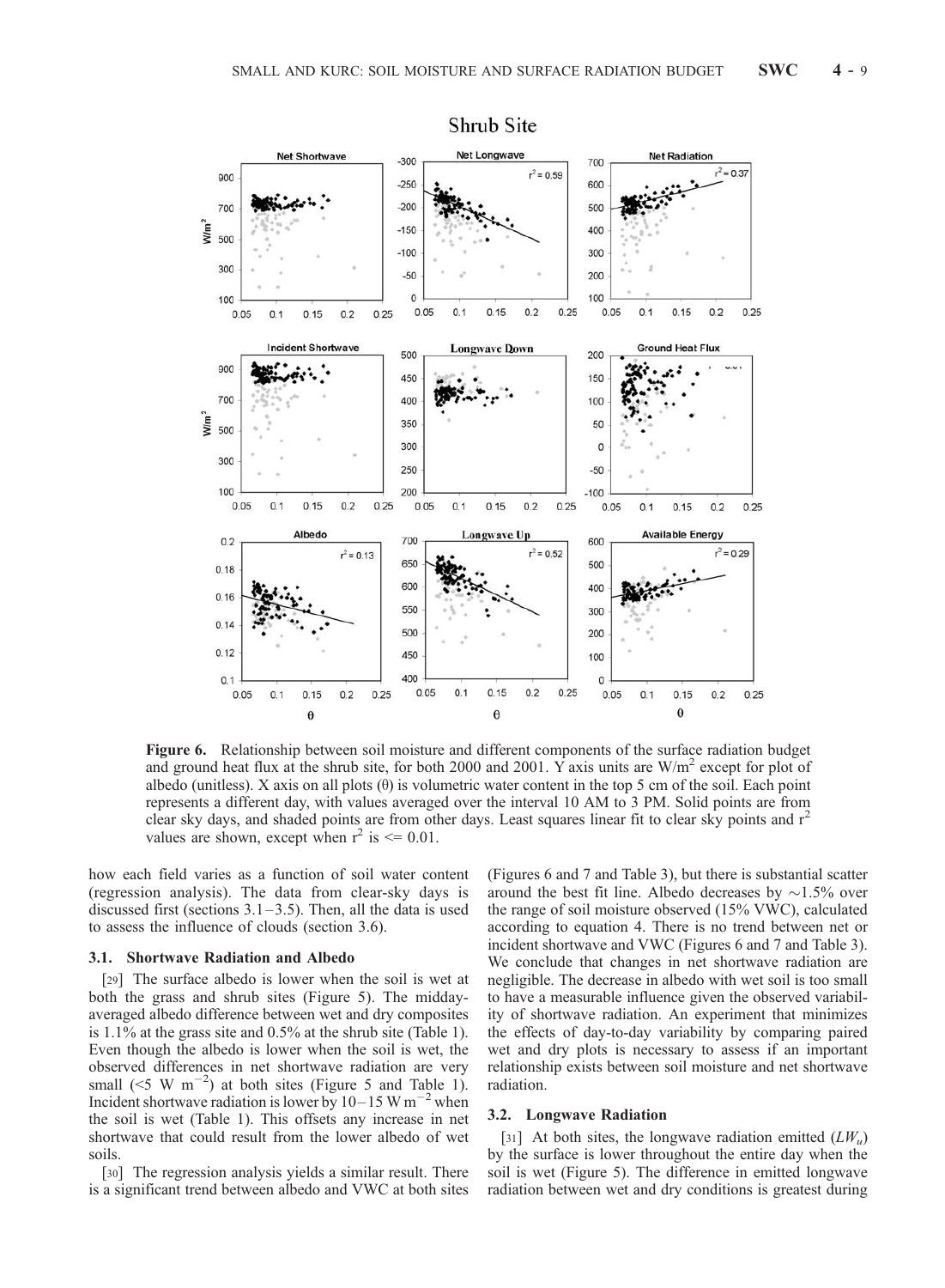**Figure 6.** Relationship between soil moisture and different components of the surface radiation budget and ground heat flux at the shrub site, for both 2000 and 2001. Y axis units are W/m$^2$ except for plot of albedo (unitless). X axis on all plots ($\theta$) is volumetric water content in the top 5 cm of the soil. Each point represents a different day, with values averaged over the interval 10 AM to 3 PM. Solid points are from clear sky days, and shaded points are from other days. Least squares linear fit to clear sky points and $r^2$ values are shown, except when $r^2$ is <= 0.01.

how each field varies as a function of soil water content (regression analysis). The data from clear-sky days is discussed first (sections 3.1–3.5). Then, all the data is used to assess the influence of clouds (section 3.6).

### 3.1. Shortwave Radiation and Albedo

[29] The surface albedo is lower when the soil is wet at both the grass and shrub sites (Figure 5). The midday-averaged albedo difference between wet and dry composites is 1.1% at the grass site and 0.5% at the shrub site (Table 1). Even though the albedo is lower when the soil is wet, the observed differences in net shortwave radiation are very small (<5 W m$^{-2}$) at both sites (Figure 5 and Table 1). Incident shortwave radiation is lower by 10–15 W m$^{-2}$ when the soil is wet (Table 1). This offsets any increase in net shortwave that could result from the lower albedo of wet soils.

[30] The regression analysis yields a similar result. There is a significant trend between albedo and VWC at both sites (Figures 6 and 7 and Table 3), but there is substantial scatter around the best fit line. Albedo decreases by ~1.5% over the range of soil moisture observed (15% VWC), calculated according to equation 4. There is no trend between net or incident shortwave and VWC (Figures 6 and 7 and Table 3). We conclude that changes in net shortwave radiation are negligible. The decrease in albedo with wet soil is too small to have a measurable influence given the observed variability of shortwave radiation. An experiment that minimizes the effects of day-to-day variability by comparing paired wet and dry plots is necessary to assess if an important relationship exists between soil moisture and net shortwave radiation.

### 3.2. Longwave Radiation

[31] At both sites, the longwave radiation emitted ($LW_u$) by the surface is lower throughout the entire day when the soil is wet (Figure 5). The difference in emitted longwave radiation between wet and dry conditions is greatest during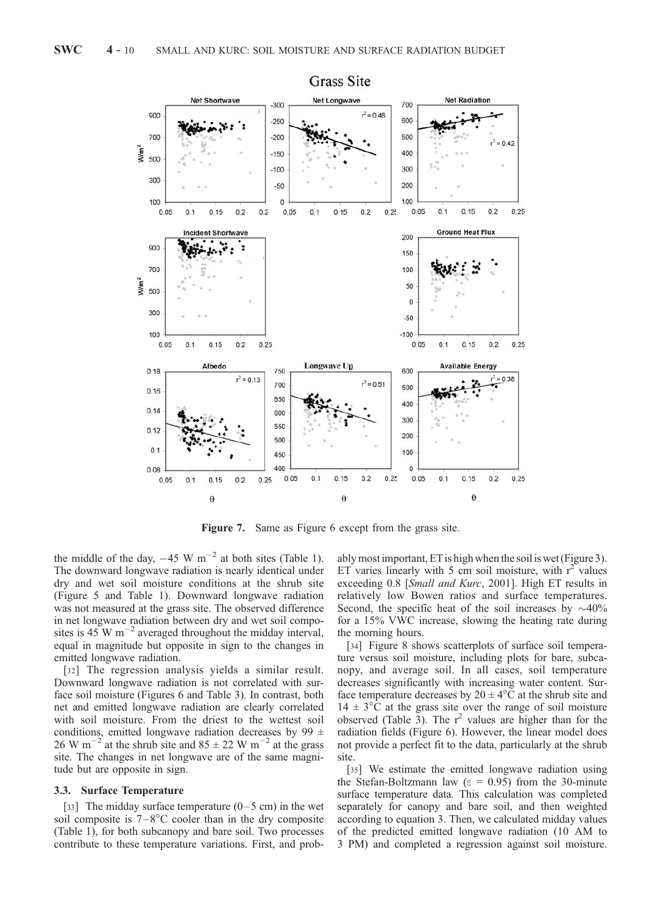**Figure 7.** Same as Figure 6 except from the grass site.

the middle of the day, −45 W m$^{-2}$ at both sites (Table 1). The downward longwave radiation is nearly identical under dry and wet soil moisture conditions at the shrub site (Figure 5 and Table 1). Downward longwave radiation was not measured at the grass site. The observed difference in net longwave radiation between dry and wet soil composites is 45 W m$^{-2}$ averaged throughout the midday interval, equal in magnitude but opposite in sign to the changes in emitted longwave radiation.

[32] The regression analysis yields a similar result. Downward longwave radiation is not correlated with surface soil moisture (Figures 6 and Table 3). In contrast, both net and emitted longwave radiation are clearly correlated with soil moisture. From the driest to the wettest soil conditions, emitted longwave radiation decreases by 99 ± 26 W m$^{-2}$ at the shrub site and 85 ± 22 W m$^{-2}$ at the grass site. The changes in net longwave are of the same magnitude but are opposite in sign.

### 3.3. Surface Temperature

[33] The midday surface temperature (0–5 cm) in the wet soil composite is 7–8°C cooler than in the dry composite (Table 1), for both subcanopy and bare soil. Two processes contribute to these temperature variations. First, and probably most important, ET is high when the soil is wet (Figure 3). ET varies linearly with 5 cm soil moisture, with $r^2$ values exceeding 0.8 [*Small and Kurc*, 2001]. High ET results in relatively low Bowen ratios and surface temperatures. Second, the specific heat of the soil increases by ~40% for a 15% VWC increase, slowing the heating rate during the morning hours.

[34] Figure 8 shows scatterplots of surface soil temperature versus soil moisture, including plots for bare, subcanopy, and average soil. In all cases, soil temperature decreases significantly with increasing water content. Surface temperature decreases by 20 ± 4°C at the shrub site and 14 ± 3°C at the grass site over the range of soil moisture observed (Table 3). The $r^2$ values are higher than for the radiation fields (Figure 6). However, the linear model does not provide a perfect fit to the data, particularly at the shrub site.

[35] We estimate the emitted longwave radiation using the Stefan-Boltzmann law ($\varepsilon$ = 0.95) from the 30-minute surface temperature data. This calculation was completed separately for canopy and bare soil, and then weighted according to equation 3. Then, we calculated midday values of the predicted emitted longwave radiation (10 AM to 3 PM) and completed a regression against soil moisture.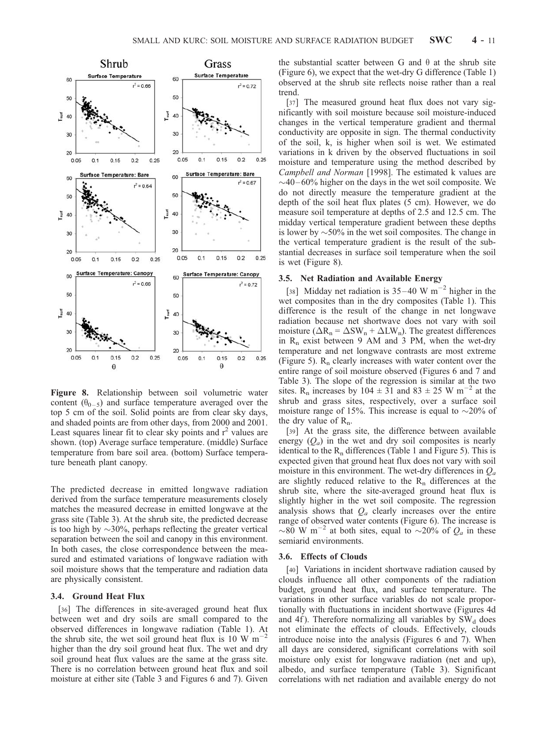**Figure 8.** Relationship between soil volumetric water content ($\theta_{0-5}$) and surface temperature averaged over the top 5 cm of the soil. Solid points are from clear sky days, and shaded points are from other days, from 2000 and 2001. Least squares linear fit to clear sky points and $r^2$ values are shown. (top) Average surface temperature. (middle) Surface temperature from bare soil area. (bottom) Surface temperature beneath plant canopy.

The predicted decrease in emitted longwave radiation derived from the surface temperature measurements closely matches the measured decrease in emitted longwave at the grass site (Table 3). At the shrub site, the predicted decrease is too high by ~30%, perhaps reflecting the greater vertical separation between the soil and canopy in this environment. In both cases, the close correspondence between the measured and estimated variations of longwave radiation with soil moisture shows that the temperature and radiation data are physically consistent.

### 3.4. Ground Heat Flux

[36] The differences in site-averaged ground heat flux between wet and dry soils are small compared to the observed differences in longwave radiation (Table 1). At the shrub site, the wet soil ground heat flux is 10 W m$^{-2}$ higher than the dry soil ground heat flux. The wet and dry soil ground heat flux values are the same at the grass site. There is no correlation between ground heat flux and soil moisture at either site (Table 3 and Figures 6 and 7). Given the substantial scatter between G and θ at the shrub site (Figure 6), we expect that the wet-dry G difference (Table 1) observed at the shrub site reflects noise rather than a real trend.

[37] The measured ground heat flux does not vary significantly with soil moisture because soil moisture-induced changes in the vertical temperature gradient and thermal conductivity are opposite in sign. The thermal conductivity of the soil, k, is higher when soil is wet. We estimated variations in k driven by the observed fluctuations in soil moisture and temperature using the method described by *Campbell and Norman* [1998]. The estimated k values are ~40–60% higher on the days in the wet soil composite. We do not directly measure the temperature gradient at the depth of the soil heat flux plates (5 cm). However, we do measure soil temperature at depths of 2.5 and 12.5 cm. The midday vertical temperature gradient between these depths is lower by ~50% in the wet soil composites. The change in the vertical temperature gradient is the result of the substantial decreases in surface soil temperature when the soil is wet (Figure 8).

### 3.5. Net Radiation and Available Energy

[38] Midday net radiation is 35–40 W m$^{-2}$ higher in the wet composites than in the dry composites (Table 1). This difference is the result of the change in net longwave radiation because net shortwave does not vary with soil moisture ($\Delta R_n = \Delta SW_n + \Delta LW_n$). The greatest differences in $R_n$ exist between 9 AM and 3 PM, when the wet-dry temperature and net longwave contrasts are most extreme (Figure 5). $R_n$ clearly increases with water content over the entire range of soil moisture observed (Figures 6 and 7 and Table 3). The slope of the regression is similar at the two sites. $R_n$ increases by 104 ± 31 and 83 ± 25 W m$^{-2}$ at the shrub and grass sites, respectively, over a surface soil moisture range of 15%. This increase is equal to ~20% of the dry value of $R_n$.

[39] At the grass site, the difference between available energy ($Q_a$) in the wet and dry soil composites is nearly identical to the $R_n$ differences (Table 1 and Figure 5). This is expected given that ground heat flux does not vary with soil moisture in this environment. The wet-dry differences in $Q_a$ are slightly reduced relative to the $R_n$ differences at the shrub site, where the site-averaged ground heat flux is slightly higher in the wet soil composite. The regression analysis shows that $Q_a$ clearly increases over the entire range of observed water contents (Figure 6). The increase is ~80 W m$^{-2}$ at both sites, equal to ~20% of $Q_a$ in these semiarid environments.

### 3.6. Effects of Clouds

[40] Variations in incident shortwave radiation caused by clouds influence all other components of the radiation budget, ground heat flux, and surface temperature. The variations in other surface variables do not scale proportionally with fluctuations in incident shortwave (Figures 4d and 4f). Therefore normalizing all variables by $SW_d$ does not eliminate the effects of clouds. Effectively, clouds introduce noise into the analysis (Figures 6 and 7). When all days are considered, significant correlations with soil moisture only exist for longwave radiation (net and up), albedo, and surface temperature (Table 3). Significant correlations with net radiation and available energy do not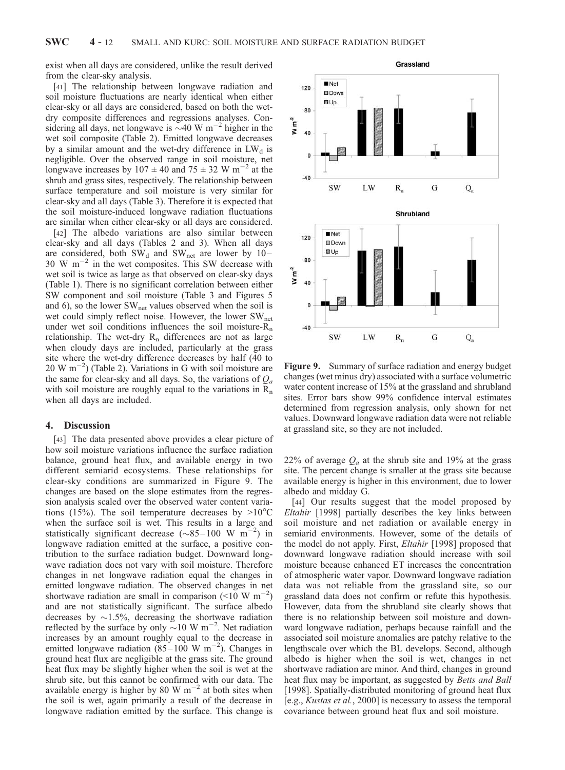exist when all days are considered, unlike the result derived from the clear-sky analysis.

[41] The relationship between longwave radiation and soil moisture fluctuations are nearly identical when either clear-sky or all days are considered, based on both the wet-dry composite differences and regressions analyses. Considering all days, net longwave is ~40 W m$^{-2}$ higher in the wet soil composite (Table 2). Emitted longwave decreases by a similar amount and the wet-dry difference in $LW_d$ is negligible. Over the observed range in soil moisture, net longwave increases by $107 \pm 40$ and $75 \pm 32$ W m$^{-2}$ at the shrub and grass sites, respectively. The relationship between surface temperature and soil moisture is very similar for clear-sky and all days (Table 3). Therefore it is expected that the soil moisture-induced longwave radiation fluctuations are similar when either clear-sky or all days are considered.

[42] The albedo variations are also similar between clear-sky and all days (Tables 2 and 3). When all days are considered, both $SW_d$ and $SW_{net}$ are lower by 10–30 W m$^{-2}$ in the wet composites. This SW decrease with wet soil is twice as large as that observed on clear-sky days (Table 1). There is no significant correlation between either SW component and soil moisture (Table 3 and Figures 5 and 6), so the lower $SW_{net}$ values observed when the soil is wet could simply reflect noise. However, the lower $SW_{net}$ under wet soil conditions influences the soil moisture-$R_n$ relationship. The wet-dry $R_n$ differences are not as large when cloudy days are included, particularly at the grass site where the wet-dry difference decreases by half (40 to 20 W m$^{-2}$) (Table 2). Variations in G with soil moisture are the same for clear-sky and all days. So, the variations of $Q_a$ with soil moisture are roughly equal to the variations in $R_n$ when all days are included.

## 4. Discussion

[43] The data presented above provides a clear picture of how soil moisture variations influence the surface radiation balance, ground heat flux, and available energy in two different semiarid ecosystems. These relationships for clear-sky conditions are summarized in Figure 9. The changes are based on the slope estimates from the regression analysis scaled over the observed water content variations (15%). The soil temperature decreases by >10°C when the surface soil is wet. This results in a large and statistically significant decrease (~85–100 W m$^{-2}$) in longwave radiation emitted at the surface, a positive contribution to the surface radiation budget. Downward longwave radiation does not vary with soil moisture. Therefore changes in net longwave radiation equal the changes in emitted longwave radiation. The observed changes in net shortwave radiation are small in comparison (<10 W m$^{-2}$) and are not statistically significant. The surface albedo decreases by ~1.5%, decreasing the shortwave radiation reflected by the surface by only ~10 W m$^{-2}$. Net radiation increases by an amount roughly equal to the decrease in emitted longwave radiation (85–100 W m$^{-2}$). Changes in ground heat flux are negligible at the grass site. The ground heat flux may be slightly higher when the soil is wet at the shrub site, but this cannot be confirmed with our data. The available energy is higher by 80 W m$^{-2}$ at both sites when the soil is wet, again primarily a result of the decrease in longwave radiation emitted by the surface. This change is 22% of average $Q_a$ at the shrub site and 19% at the grass site. The percent change is smaller at the grass site because available energy is higher in this environment, due to lower albedo and midday G.

**Figure 9.** Summary of surface radiation and energy budget changes (wet minus dry) associated with a surface volumetric water content increase of 15% at the grassland and shrubland sites. Error bars show 99% confidence interval estimates determined from regression analysis, only shown for net values. Downward longwave radiation data were not reliable at grassland site, so they are not included.

[44] Our results suggest that the model proposed by *Eltahir* [1998] partially describes the key links between soil moisture and net radiation or available energy in semiarid environments. However, some of the details of the model do not apply. First, *Eltahir* [1998] proposed that downward longwave radiation should increase with soil moisture because enhanced ET increases the concentration of atmospheric water vapor. Downward longwave radiation data was not reliable from the grassland site, so our grassland data does not confirm or refute this hypothesis. However, data from the shrubland site clearly shows that there is no relationship between soil moisture and downward longwave radiation, perhaps because rainfall and the associated soil moisture anomalies are patchy relative to the lengthscale over which the BL develops. Second, although albedo is higher when the soil is wet, changes in net shortwave radiation are minor. And third, changes in ground heat flux may be important, as suggested by *Betts and Ball* [1998]. Spatially-distributed monitoring of ground heat flux [e.g., *Kustas et al.*, 2000] is necessary to assess the temporal covariance between ground heat flux and soil moisture.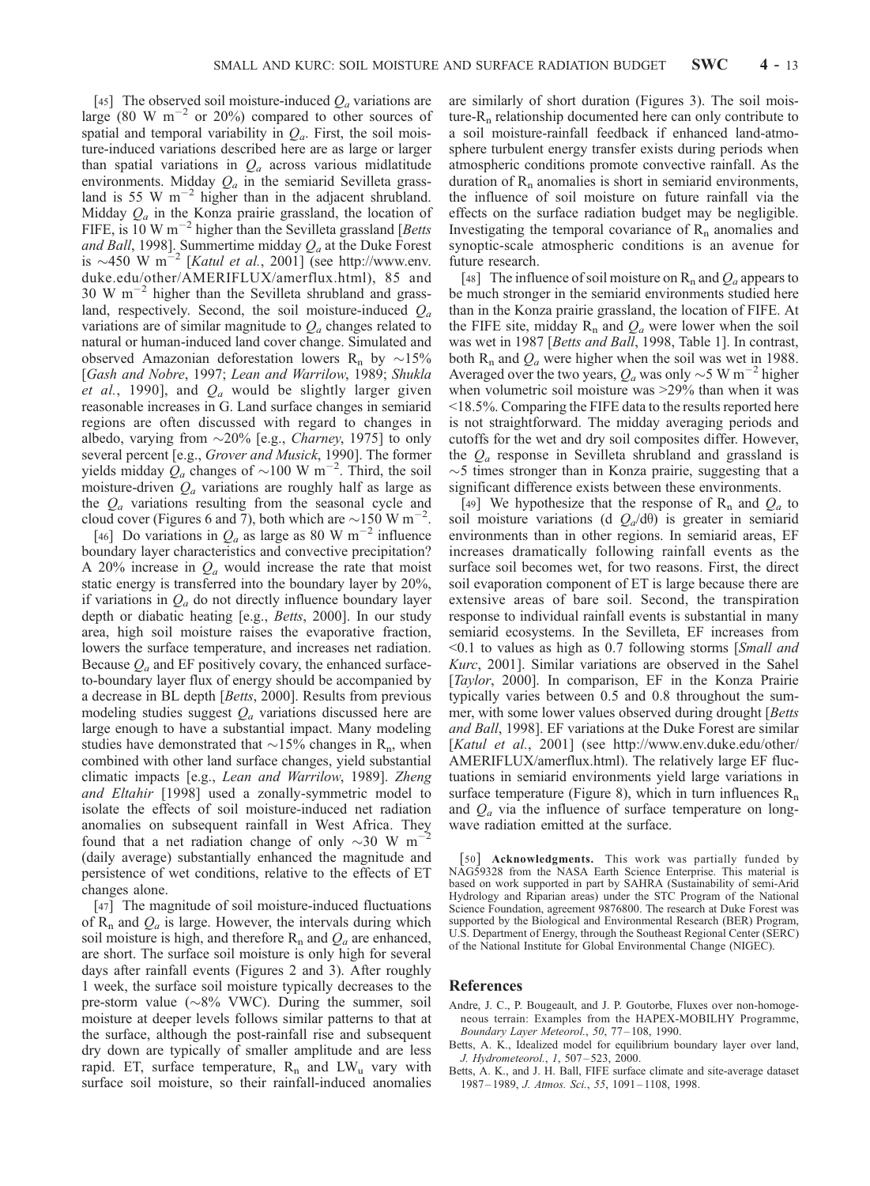[45] The observed soil moisture-induced $Q_a$ variations are large (80 W m$^{-2}$ or 20%) compared to other sources of spatial and temporal variability in $Q_a$. First, the soil moisture-induced variations described here are as large or larger than spatial variations in $Q_a$ across various midlatitude environments. Midday $Q_a$ in the semiarid Sevilleta grassland is 55 W m$^{-2}$ higher than in the adjacent shrubland. Midday $Q_a$ in the Konza prairie grassland, the location of FIFE, is 10 W m$^{-2}$ higher than the Sevilleta grassland [*Betts and Ball*, 1998]. Summertime midday $Q_a$ at the Duke Forest is ~450 W m$^{-2}$ [*Katul et al.*, 2001] (see http://www.env.duke.edu/other/AMERIFLUX/amerflux.html), 85 and 30 W m$^{-2}$ higher than the Sevilleta shrubland and grassland, respectively. Second, the soil moisture-induced $Q_a$ variations are of similar magnitude to $Q_a$ changes related to natural or human-induced land cover change. Simulated and observed Amazonian deforestation lowers $R_n$ by ~15% [*Gash and Nobre*, 1997; *Lean and Warrilow*, 1989; *Shukla et al.*, 1990], and $Q_a$ would be slightly larger given reasonable increases in G. Land surface changes in semiarid regions are often discussed with regard to changes in albedo, varying from ~20% [e.g., *Charney*, 1975] to only several percent [e.g., *Grover and Musick*, 1990]. The former yields midday $Q_a$ changes of ~100 W m$^{-2}$. Third, the soil moisture-driven $Q_a$ variations are roughly half as large as the $Q_a$ variations resulting from the seasonal cycle and cloud cover (Figures 6 and 7), both which are ~150 W m$^{-2}$.

[46] Do variations in $Q_a$ as large as 80 W m$^{-2}$ influence boundary layer characteristics and convective precipitation? A 20% increase in $Q_a$ would increase the rate that moist static energy is transferred into the boundary layer by 20%, if variations in $Q_a$ do not directly influence boundary layer depth or diabatic heating [e.g., *Betts*, 2000]. In our study area, high soil moisture raises the evaporative fraction, lowers the surface temperature, and increases net radiation. Because $Q_a$ and EF positively covary, the enhanced surface-to-boundary layer flux of energy should be accompanied by a decrease in BL depth [*Betts*, 2000]. Results from previous modeling studies suggest $Q_a$ variations discussed here are large enough to have a substantial impact. Many modeling studies have demonstrated that ~15% changes in $R_n$, when combined with other land surface changes, yield substantial climatic impacts [e.g., *Lean and Warrilow*, 1989]. *Zheng and Eltahir* [1998] used a zonally-symmetric model to isolate the effects of soil moisture-induced net radiation anomalies on subsequent rainfall in West Africa. They found that a net radiation change of only ~30 W m$^{-2}$ (daily average) substantially enhanced the magnitude and persistence of wet conditions, relative to the effects of ET changes alone.

[47] The magnitude of soil moisture-induced fluctuations of $R_n$ and $Q_a$ is large. However, the intervals during which soil moisture is high, and therefore $R_n$ and $Q_a$ are enhanced, are short. The surface soil moisture is only high for several days after rainfall events (Figures 2 and 3). After roughly 1 week, the surface soil moisture typically decreases to the pre-storm value (~8% VWC). During the summer, soil moisture at deeper levels follows similar patterns to that at the surface, although the post-rainfall rise and subsequent dry down are typically of smaller amplitude and are less rapid. ET, surface temperature, $R_n$ and $LW_u$ vary with surface soil moisture, so their rainfall-induced anomalies are similarly of short duration (Figures 3). The soil moisture-$R_n$ relationship documented here can only contribute to a soil moisture-rainfall feedback if enhanced land-atmosphere turbulent energy transfer exists during periods when atmospheric conditions promote convective rainfall. As the duration of $R_n$ anomalies is short in semiarid environments, the influence of soil moisture on future rainfall via the effects on the surface radiation budget may be negligible. Investigating the temporal covariance of $R_n$ anomalies and synoptic-scale atmospheric conditions is an avenue for future research.

[48] The influence of soil moisture on $R_n$ and $Q_a$ appears to be much stronger in the semiarid environments studied here than in the Konza prairie grassland, the location of FIFE. At the FIFE site, midday $R_n$ and $Q_a$ were lower when the soil was wet in 1987 [*Betts and Ball*, 1998, Table 1]. In contrast, both $R_n$ and $Q_a$ were higher when the soil was wet in 1988. Averaged over the two years, $Q_a$ was only ~5 W m$^{-2}$ higher when volumetric soil moisture was >29% than when it was <18.5%. Comparing the FIFE data to the results reported here is not straightforward. The midday averaging periods and cutoffs for the wet and dry soil composites differ. However, the $Q_a$ response in Sevilleta shrubland and grassland is ~5 times stronger than in Konza prairie, suggesting that a significant difference exists between these environments.

[49] We hypothesize that the response of $R_n$ and $Q_a$ to soil moisture variations (d $Q_a$/d$\theta$) is greater in semiarid environments than in other regions. In semiarid areas, EF increases dramatically following rainfall events as the surface soil becomes wet, for two reasons. First, the direct soil evaporation component of ET is large because there are extensive areas of bare soil. Second, the transpiration response to individual rainfall events is substantial in many semiarid ecosystems. In the Sevilleta, EF increases from <0.1 to values as high as 0.7 following storms [*Small and Kurc*, 2001]. Similar variations are observed in the Sahel [*Taylor*, 2000]. In comparison, EF in the Konza Prairie typically varies between 0.5 and 0.8 throughout the summer, with some lower values observed during drought [*Betts and Ball*, 1998]. EF variations at the Duke Forest are similar [*Katul et al.*, 2001] (see http://www.env.duke.edu/other/AMERIFLUX/amerflux.html). The relatively large EF fluctuations in semiarid environments yield large variations in surface temperature (Figure 8), which in turn influences $R_n$ and $Q_a$ via the influence of surface temperature on longwave radiation emitted at the surface.

[50] **Acknowledgments.** This work was partially funded by NAG59328 from the NASA Earth Science Enterprise. This material is based on work supported in part by SAHRA (Sustainability of semi-Arid Hydrology and Riparian areas) under the STC Program of the National Science Foundation, agreement 9876800. The research at Duke Forest was supported by the Biological and Environmental Research (BER) Program, U.S. Department of Energy, through the Southeast Regional Center (SERC) of the National Institute for Global Environmental Change (NIGEC).

## References

Andre, J. C., P. Bougeault, and J. P. Goutorbe, Fluxes over non-homogeneous terrain: Examples from the HAPEX-MOBILHY Programme, *Boundary Layer Meteorol.*, *50*, 77–108, 1990.

Betts, A. K., Idealized model for equilibrium boundary layer over land, *J. Hydrometeorol.*, *1*, 507–523, 2000.

Betts, A. K., and J. H. Ball, FIFE surface climate and site-average dataset 1987–1989, *J. Atmos. Sci.*, *55*, 1091–1108, 1998.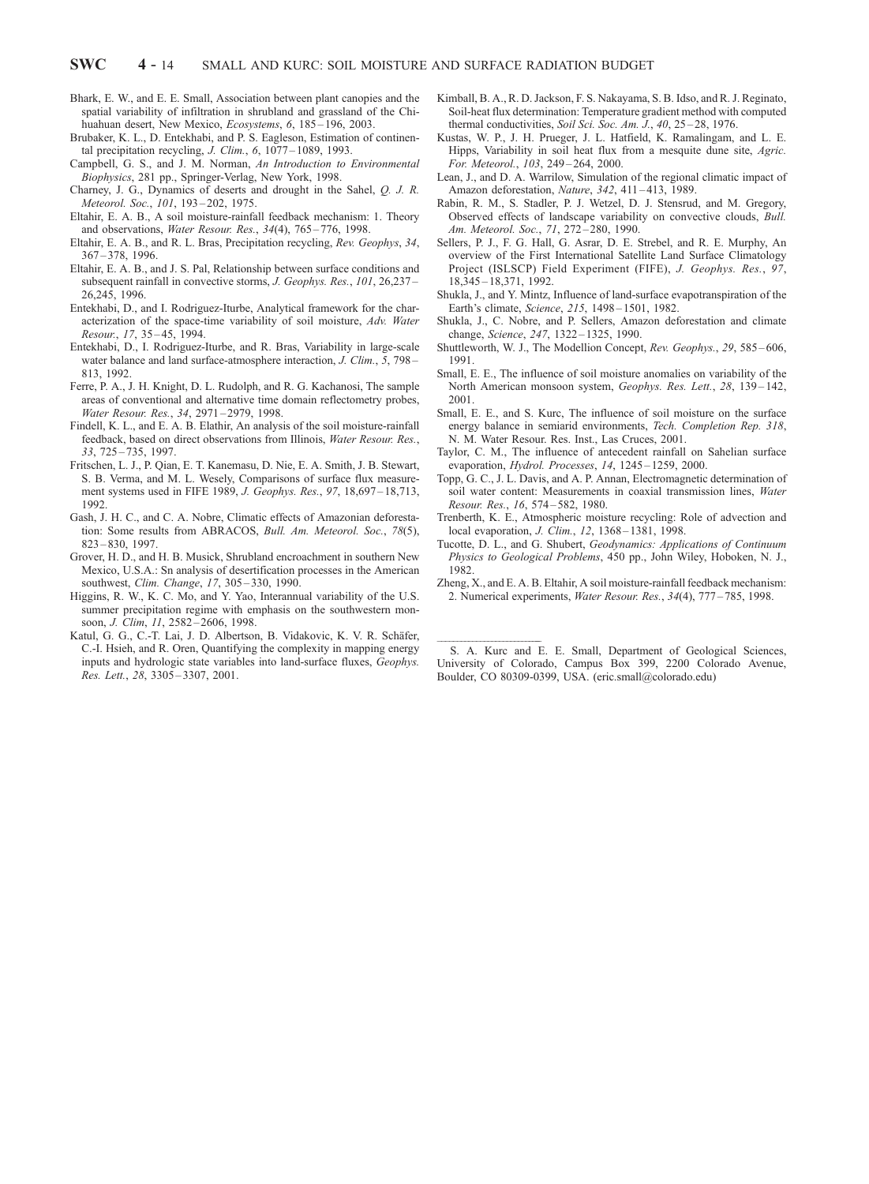Bhark, E. W., and E. E. Small, Association between plant canopies and the spatial variability of infiltration in shrubland and grassland of the Chihuahuan desert, New Mexico, *Ecosystems*, *6*, 185–196, 2003.

Brubaker, K. L., D. Entekhabi, and P. S. Eagleson, Estimation of continental precipitation recycling, *J. Clim.*, *6*, 1077–1089, 1993.

Campbell, G. S., and J. M. Norman, *An Introduction to Environmental Biophysics*, 281 pp., Springer-Verlag, New York, 1998.

Charney, J. G., Dynamics of deserts and drought in the Sahel, *Q. J. R. Meteorol. Soc.*, *101*, 193–202, 1975.

Eltahir, E. A. B., A soil moisture-rainfall feedback mechanism: 1. Theory and observations, *Water Resour. Res.*, *34*(4), 765–776, 1998.

Eltahir, E. A. B., and R. L. Bras, Precipitation recycling, *Rev. Geophys*, *34*, 367–378, 1996.

Eltahir, E. A. B., and J. S. Pal, Relationship between surface conditions and subsequent rainfall in convective storms, *J. Geophys. Res.*, *101*, 26,237–26,245, 1996.

Entekhabi, D., and I. Rodriguez-Iturbe, Analytical framework for the characterization of the space-time variability of soil moisture, *Adv. Water Resour.*, *17*, 35–45, 1994.

Entekhabi, D., I. Rodriguez-Iturbe, and R. Bras, Variability in large-scale water balance and land surface-atmosphere interaction, *J. Clim.*, *5*, 798–813, 1992.

Ferre, P. A., J. H. Knight, D. L. Rudolph, and R. G. Kachanosi, The sample areas of conventional and alternative time domain reflectometry probes, *Water Resour. Res.*, *34*, 2971–2979, 1998.

Findell, K. L., and E. A. B. Elathir, An analysis of the soil moisture-rainfall feedback, based on direct observations from Illinois, *Water Resour. Res.*, *33*, 725–735, 1997.

Fritschen, L. J., P. Qian, E. T. Kanemasu, D. Nie, E. A. Smith, J. B. Stewart, S. B. Verma, and M. L. Wesely, Comparisons of surface flux measurement systems used in FIFE 1989, *J. Geophys. Res.*, *97*, 18,697–18,713, 1992.

Gash, J. H. C., and C. A. Nobre, Climatic effects of Amazonian deforestation: Some results from ABRACOS, *Bull. Am. Meteorol. Soc.*, *78*(5), 823–830, 1997.

Grover, H. D., and H. B. Musick, Shrubland encroachment in southern New Mexico, U.S.A.: Sn analysis of desertification processes in the American southwest, *Clim. Change*, *17*, 305–330, 1990.

Higgins, R. W., K. C. Mo, and Y. Yao, Interannual variability of the U.S. summer precipitation regime with emphasis on the southwestern monsoon, *J. Clim*, *11*, 2582–2606, 1998.

Katul, G. G., C.-T. Lai, J. D. Albertson, B. Vidakovic, K. V. R. Schäfer, C.-I. Hsieh, and R. Oren, Quantifying the complexity in mapping energy inputs and hydrologic state variables into land-surface fluxes, *Geophys. Res. Lett.*, *28*, 3305–3307, 2001.

Kimball, B. A., R. D. Jackson, F. S. Nakayama, S. B. Idso, and R. J. Reginato, Soil-heat flux determination: Temperature gradient method with computed thermal conductivities, *Soil Sci. Soc. Am. J.*, *40*, 25–28, 1976.

Kustas, W. P., J. H. Prueger, J. L. Hatfield, K. Ramalingam, and L. E. Hipps, Variability in soil heat flux from a mesquite dune site, *Agric. For. Meteorol.*, *103*, 249–264, 2000.

Lean, J., and D. A. Warrilow, Simulation of the regional climatic impact of Amazon deforestation, *Nature*, *342*, 411–413, 1989.

Rabin, R. M., S. Stadler, P. J. Wetzel, D. J. Stensrud, and M. Gregory, Observed effects of landscape variability on convective clouds, *Bull. Am. Meteorol. Soc.*, *71*, 272–280, 1990.

Sellers, P. J., F. G. Hall, G. Asrar, D. E. Strebel, and R. E. Murphy, An overview of the First International Satellite Land Surface Climatology Project (ISLSCP) Field Experiment (FIFE), *J. Geophys. Res.*, *97*, 18,345–18,371, 1992.

Shukla, J., and Y. Mintz, Influence of land-surface evapotranspiration of the Earth's climate, *Science*, *215*, 1498–1501, 1982.

Shukla, J., C. Nobre, and P. Sellers, Amazon deforestation and climate change, *Science*, *247*, 1322–1325, 1990.

Shuttleworth, W. J., The Modellion Concept, *Rev. Geophys.*, *29*, 585–606, 1991.

Small, E. E., The influence of soil moisture anomalies on variability of the North American monsoon system, *Geophys. Res. Lett.*, *28*, 139–142, 2001.

Small, E. E., and S. Kurc, The influence of soil moisture on the surface energy balance in semiarid environments, *Tech. Completion Rep. 318*, N. M. Water Resour. Res. Inst., Las Cruces, 2001.

Taylor, C. M., The influence of antecedent rainfall on Sahelian surface evaporation, *Hydrol. Processes*, *14*, 1245–1259, 2000.

Topp, G. C., J. L. Davis, and A. P. Annan, Electromagnetic determination of soil water content: Measurements in coaxial transmission lines, *Water Resour. Res.*, *16*, 574–582, 1980.

Trenberth, K. E., Atmospheric moisture recycling: Role of advection and local evaporation, *J. Clim.*, *12*, 1368–1381, 1998.

Tucotte, D. L., and G. Shubert, *Geodynamics: Applications of Continuum Physics to Geological Problems*, 450 pp., John Wiley, Hoboken, N. J., 1982.

Zheng, X., and E. A. B. Eltahir, A soil moisture-rainfall feedback mechanism: 2. Numerical experiments, *Water Resour. Res.*, *34*(4), 777–785, 1998.

---

S. A. Kurc and E. E. Small, Department of Geological Sciences, University of Colorado, Campus Box 399, 2200 Colorado Avenue, Boulder, CO 80309-0399, USA. (eric.small@colorado.edu)